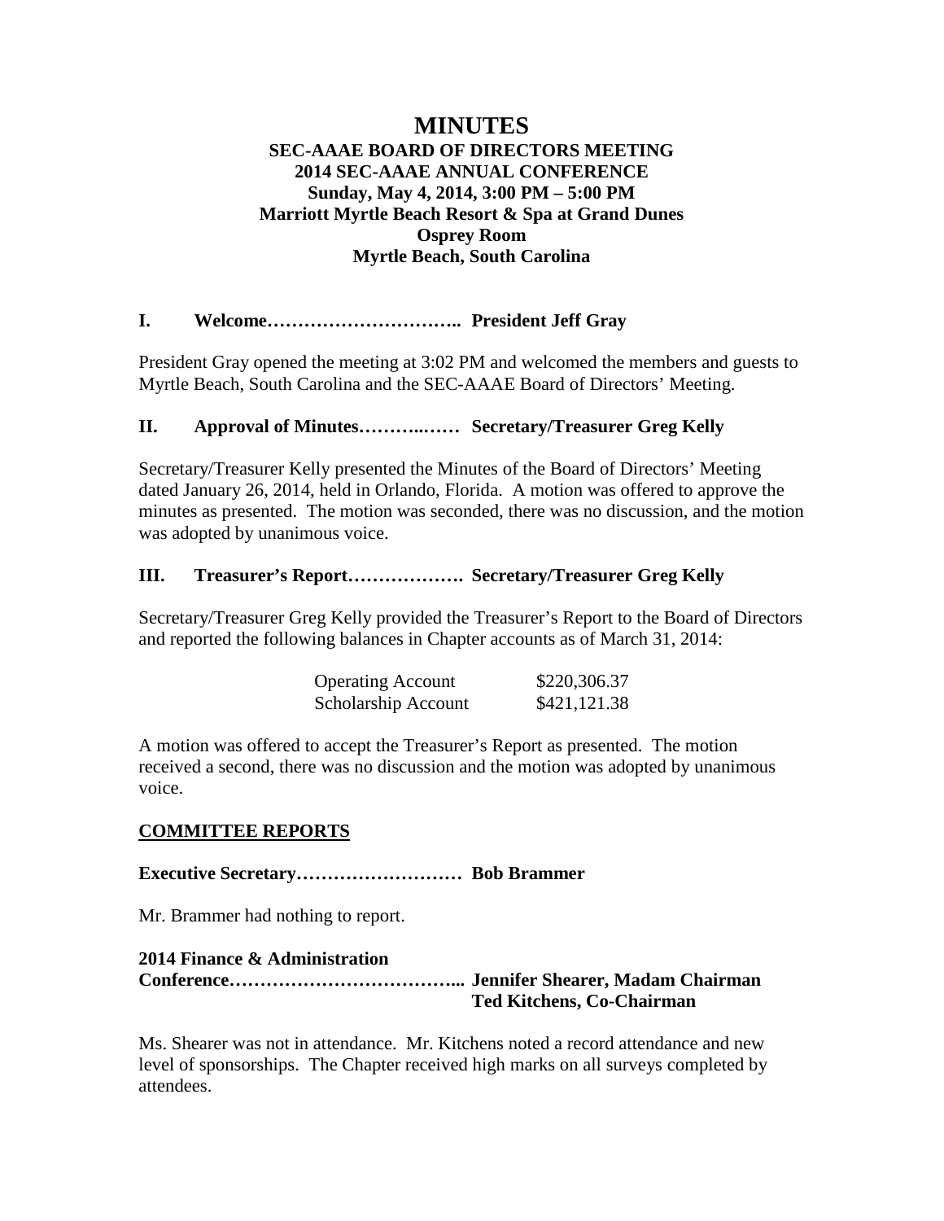# MINUTES

**SEC-AAAE BOARD OF DIRECTORS MEETING**
**2014 SEC-AAAE ANNUAL CONFERENCE**
**Sunday, May 4, 2014, 3:00 PM – 5:00 PM**
**Marriott Myrtle Beach Resort & Spa at Grand Dunes**
**Osprey Room**
**Myrtle Beach, South Carolina**

## I. Welcome………………………….. President Jeff Gray

President Gray opened the meeting at 3:02 PM and welcomed the members and guests to Myrtle Beach, South Carolina and the SEC-AAAE Board of Directors' Meeting.

## II. Approval of Minutes………..…… Secretary/Treasurer Greg Kelly

Secretary/Treasurer Kelly presented the Minutes of the Board of Directors' Meeting dated January 26, 2014, held in Orlando, Florida. A motion was offered to approve the minutes as presented. The motion was seconded, there was no discussion, and the motion was adopted by unanimous voice.

## III. Treasurer's Report………………. Secretary/Treasurer Greg Kelly

Secretary/Treasurer Greg Kelly provided the Treasurer's Report to the Board of Directors and reported the following balances in Chapter accounts as of March 31, 2014:

| | |
|---|---|
| Operating Account | \$220,306.37 |
| Scholarship Account | \$421,121.38 |

A motion was offered to accept the Treasurer's Report as presented. The motion received a second, there was no discussion and the motion was adopted by unanimous voice.

## COMMITTEE REPORTS

**Executive Secretary……………………… Bob Brammer**

Mr. Brammer had nothing to report.

**2014 Finance & Administration Conference……………………………... Jennifer Shearer, Madam Chairman**
**Ted Kitchens, Co-Chairman**

Ms. Shearer was not in attendance. Mr. Kitchens noted a record attendance and new level of sponsorships. The Chapter received high marks on all surveys completed by attendees.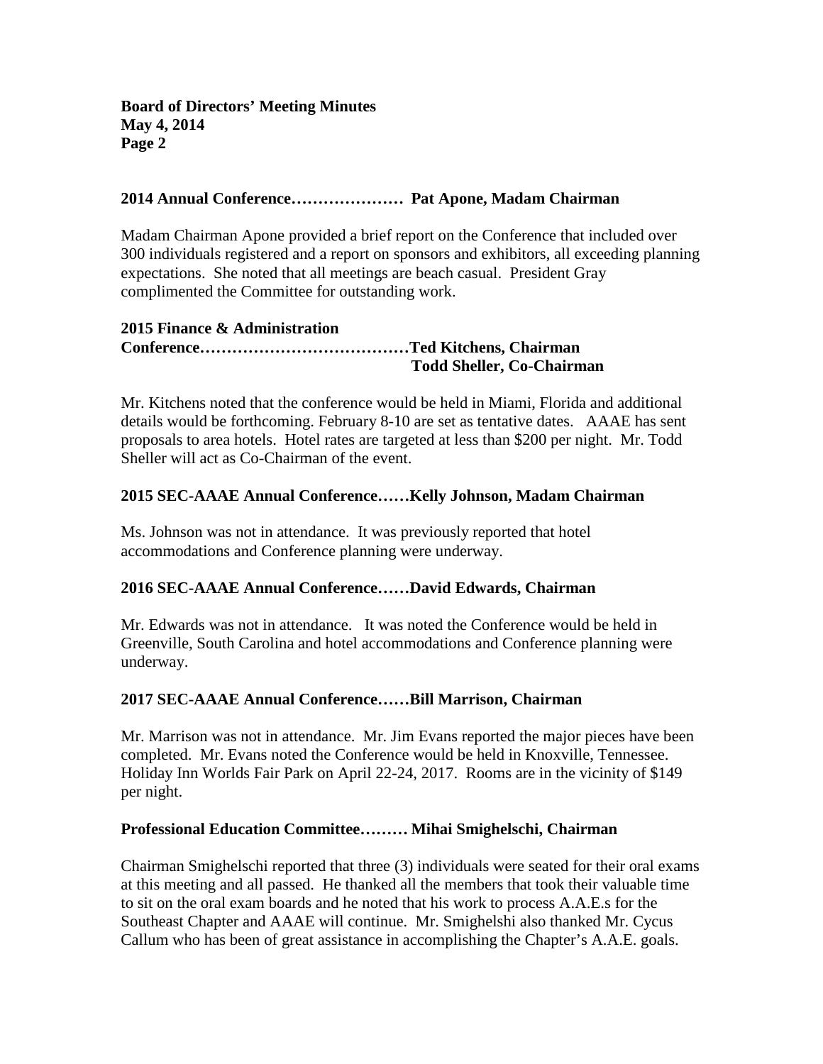**2014 Annual Conference………………… Pat Apone, Madam Chairman**

Madam Chairman Apone provided a brief report on the Conference that included over 300 individuals registered and a report on sponsors and exhibitors, all exceeding planning expectations. She noted that all meetings are beach casual. President Gray complimented the Committee for outstanding work.

**2015 Finance & Administration Conference…………………………………Ted Kitchens, Chairman**
**Todd Sheller, Co-Chairman**

Mr. Kitchens noted that the conference would be held in Miami, Florida and additional details would be forthcoming. February 8-10 are set as tentative dates. AAAE has sent proposals to area hotels. Hotel rates are targeted at less than $200 per night. Mr. Todd Sheller will act as Co-Chairman of the event.

**2015 SEC-AAAE Annual Conference……Kelly Johnson, Madam Chairman**

Ms. Johnson was not in attendance. It was previously reported that hotel accommodations and Conference planning were underway.

**2016 SEC-AAAE Annual Conference……David Edwards, Chairman**

Mr. Edwards was not in attendance. It was noted the Conference would be held in Greenville, South Carolina and hotel accommodations and Conference planning were underway.

**2017 SEC-AAAE Annual Conference……Bill Marrison, Chairman**

Mr. Marrison was not in attendance. Mr. Jim Evans reported the major pieces have been completed. Mr. Evans noted the Conference would be held in Knoxville, Tennessee. Holiday Inn Worlds Fair Park on April 22-24, 2017. Rooms are in the vicinity of $149 per night.

**Professional Education Committee……… Mihai Smighelschi, Chairman**

Chairman Smighelschi reported that three (3) individuals were seated for their oral exams at this meeting and all passed. He thanked all the members that took their valuable time to sit on the oral exam boards and he noted that his work to process A.A.E.s for the Southeast Chapter and AAAE will continue. Mr. Smighelshi also thanked Mr. Cycus Callum who has been of great assistance in accomplishing the Chapter's A.A.E. goals.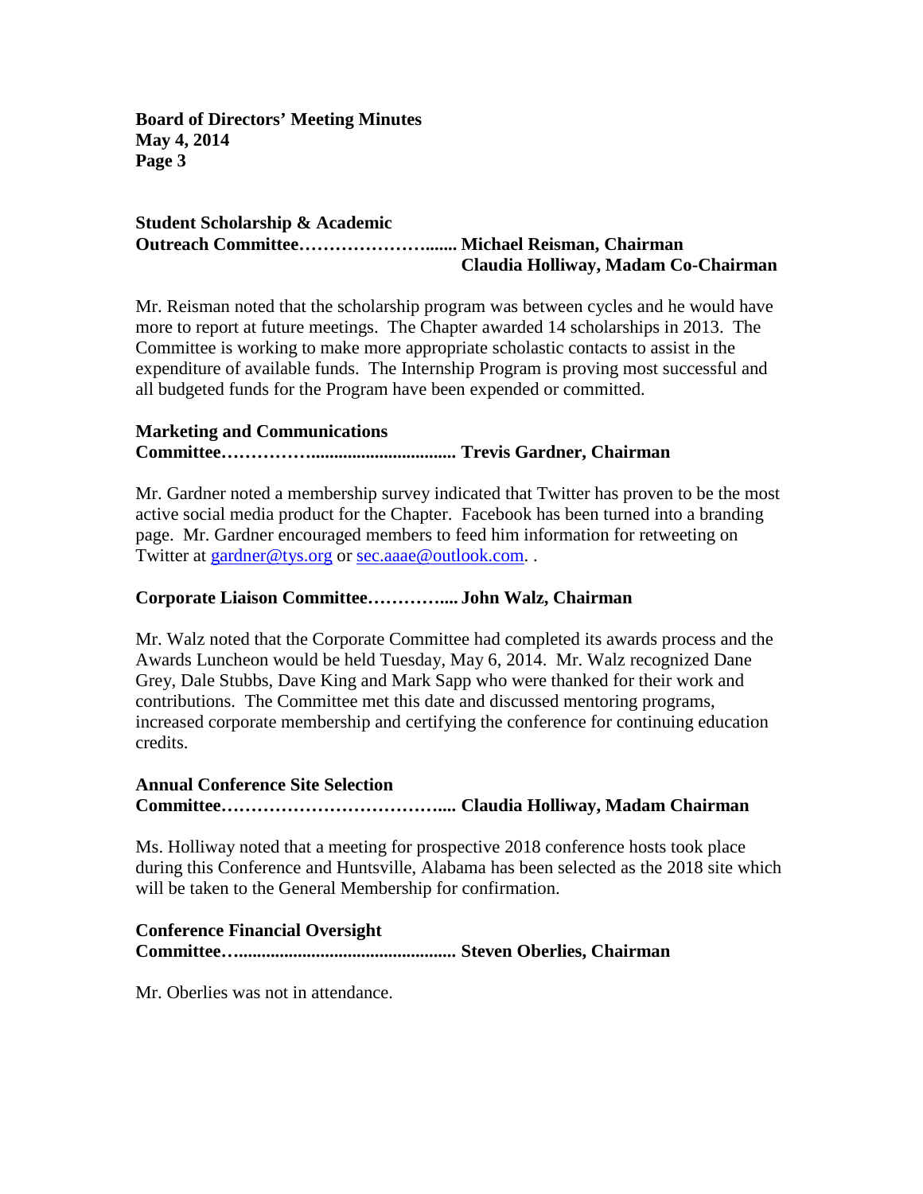**Student Scholarship & Academic Outreach Committee……………………...... Michael Reisman, Chairman**
**Claudia Holliway, Madam Co-Chairman**

Mr. Reisman noted that the scholarship program was between cycles and he would have more to report at future meetings. The Chapter awarded 14 scholarships in 2013. The Committee is working to make more appropriate scholastic contacts to assist in the expenditure of available funds. The Internship Program is proving most successful and all budgeted funds for the Program have been expended or committed.

**Marketing and Communications Committee……………................................ Trevis Gardner, Chairman**

Mr. Gardner noted a membership survey indicated that Twitter has proven to be the most active social media product for the Chapter. Facebook has been turned into a branding page. Mr. Gardner encouraged members to feed him information for retweeting on Twitter at [gardner@tys.org](mailto:gardner@tys.org) or [sec.aaae@outlook.com](mailto:sec.aaae@outlook.com). .

**Corporate Liaison Committee………….... John Walz, Chairman**

Mr. Walz noted that the Corporate Committee had completed its awards process and the Awards Luncheon would be held Tuesday, May 6, 2014. Mr. Walz recognized Dane Grey, Dale Stubbs, Dave King and Mark Sapp who were thanked for their work and contributions. The Committee met this date and discussed mentoring programs, increased corporate membership and certifying the conference for continuing education credits.

**Annual Conference Site Selection Committee……………………………….... Claudia Holliway, Madam Chairman**

Ms. Holliway noted that a meeting for prospective 2018 conference hosts took place during this Conference and Huntsville, Alabama has been selected as the 2018 site which will be taken to the General Membership for confirmation.

**Conference Financial Oversight Committee….............................................. Steven Oberlies, Chairman**

Mr. Oberlies was not in attendance.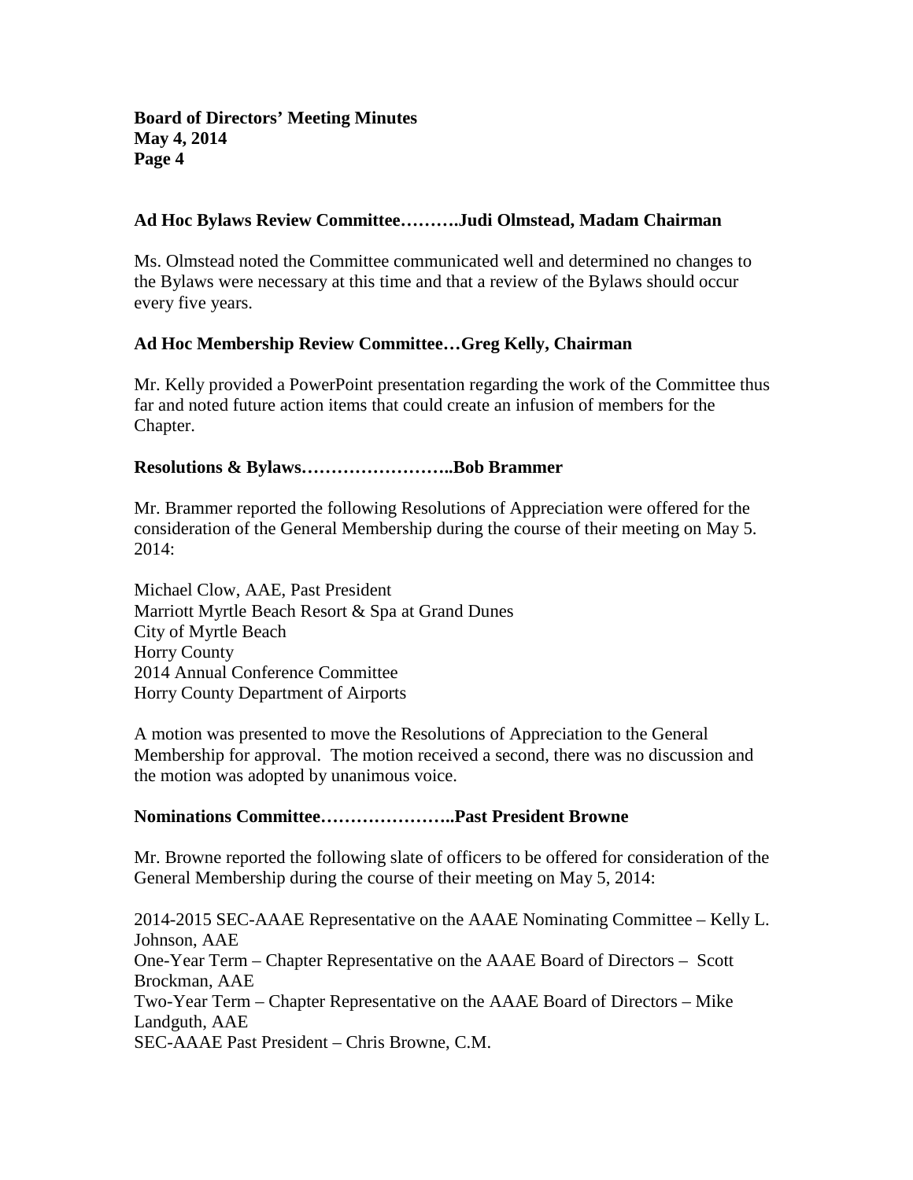**Ad Hoc Bylaws Review Committee……….Judi Olmstead, Madam Chairman**

Ms. Olmstead noted the Committee communicated well and determined no changes to the Bylaws were necessary at this time and that a review of the Bylaws should occur every five years.

**Ad Hoc Membership Review Committee…Greg Kelly, Chairman**

Mr. Kelly provided a PowerPoint presentation regarding the work of the Committee thus far and noted future action items that could create an infusion of members for the Chapter.

**Resolutions & Bylaws……………………..Bob Brammer**

Mr. Brammer reported the following Resolutions of Appreciation were offered for the consideration of the General Membership during the course of their meeting on May 5. 2014:

Michael Clow, AAE, Past President
Marriott Myrtle Beach Resort & Spa at Grand Dunes
City of Myrtle Beach
Horry County
2014 Annual Conference Committee
Horry County Department of Airports

A motion was presented to move the Resolutions of Appreciation to the General Membership for approval. The motion received a second, there was no discussion and the motion was adopted by unanimous voice.

**Nominations Committee…………………..Past President Browne**

Mr. Browne reported the following slate of officers to be offered for consideration of the General Membership during the course of their meeting on May 5, 2014:

2014-2015 SEC-AAAE Representative on the AAAE Nominating Committee – Kelly L. Johnson, AAE
One-Year Term – Chapter Representative on the AAAE Board of Directors – Scott Brockman, AAE
Two-Year Term – Chapter Representative on the AAAE Board of Directors – Mike Landguth, AAE
SEC-AAAE Past President – Chris Browne, C.M.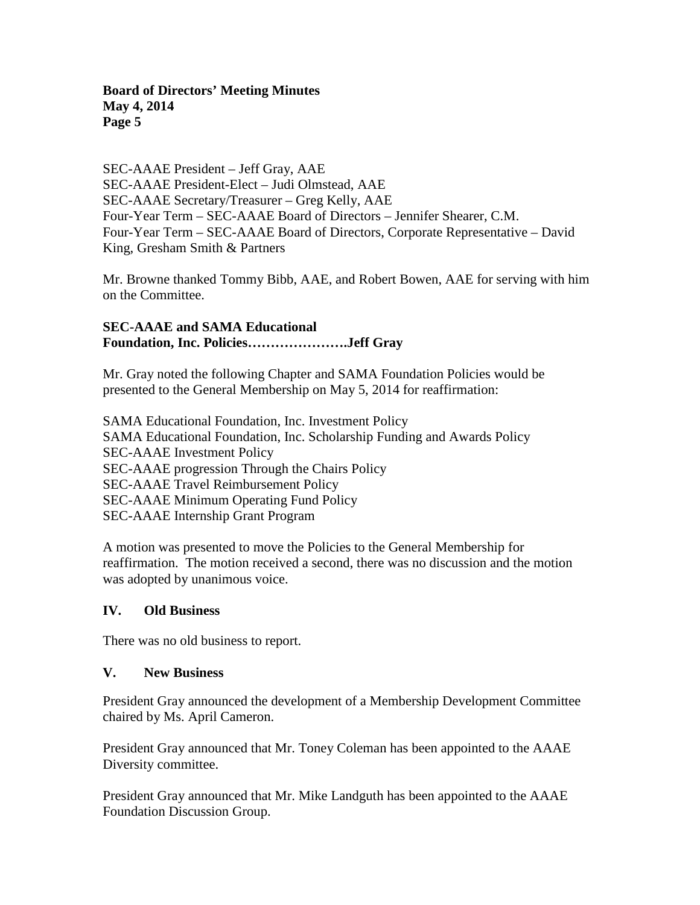SEC-AAAE President – Jeff Gray, AAE
SEC-AAAE President-Elect – Judi Olmstead, AAE
SEC-AAAE Secretary/Treasurer – Greg Kelly, AAE
Four-Year Term – SEC-AAAE Board of Directors – Jennifer Shearer, C.M.
Four-Year Term – SEC-AAAE Board of Directors, Corporate Representative – David King, Gresham Smith & Partners

Mr. Browne thanked Tommy Bibb, AAE, and Robert Bowen, AAE for serving with him on the Committee.

**SEC-AAAE and SAMA Educational Foundation, Inc. Policies………………….Jeff Gray**

Mr. Gray noted the following Chapter and SAMA Foundation Policies would be presented to the General Membership on May 5, 2014 for reaffirmation:

SAMA Educational Foundation, Inc. Investment Policy
SAMA Educational Foundation, Inc. Scholarship Funding and Awards Policy
SEC-AAAE Investment Policy
SEC-AAAE progression Through the Chairs Policy
SEC-AAAE Travel Reimbursement Policy
SEC-AAAE Minimum Operating Fund Policy
SEC-AAAE Internship Grant Program

A motion was presented to move the Policies to the General Membership for reaffirmation. The motion received a second, there was no discussion and the motion was adopted by unanimous voice.

## IV. Old Business

There was no old business to report.

## V. New Business

President Gray announced the development of a Membership Development Committee chaired by Ms. April Cameron.

President Gray announced that Mr. Toney Coleman has been appointed to the AAAE Diversity committee.

President Gray announced that Mr. Mike Landguth has been appointed to the AAAE Foundation Discussion Group.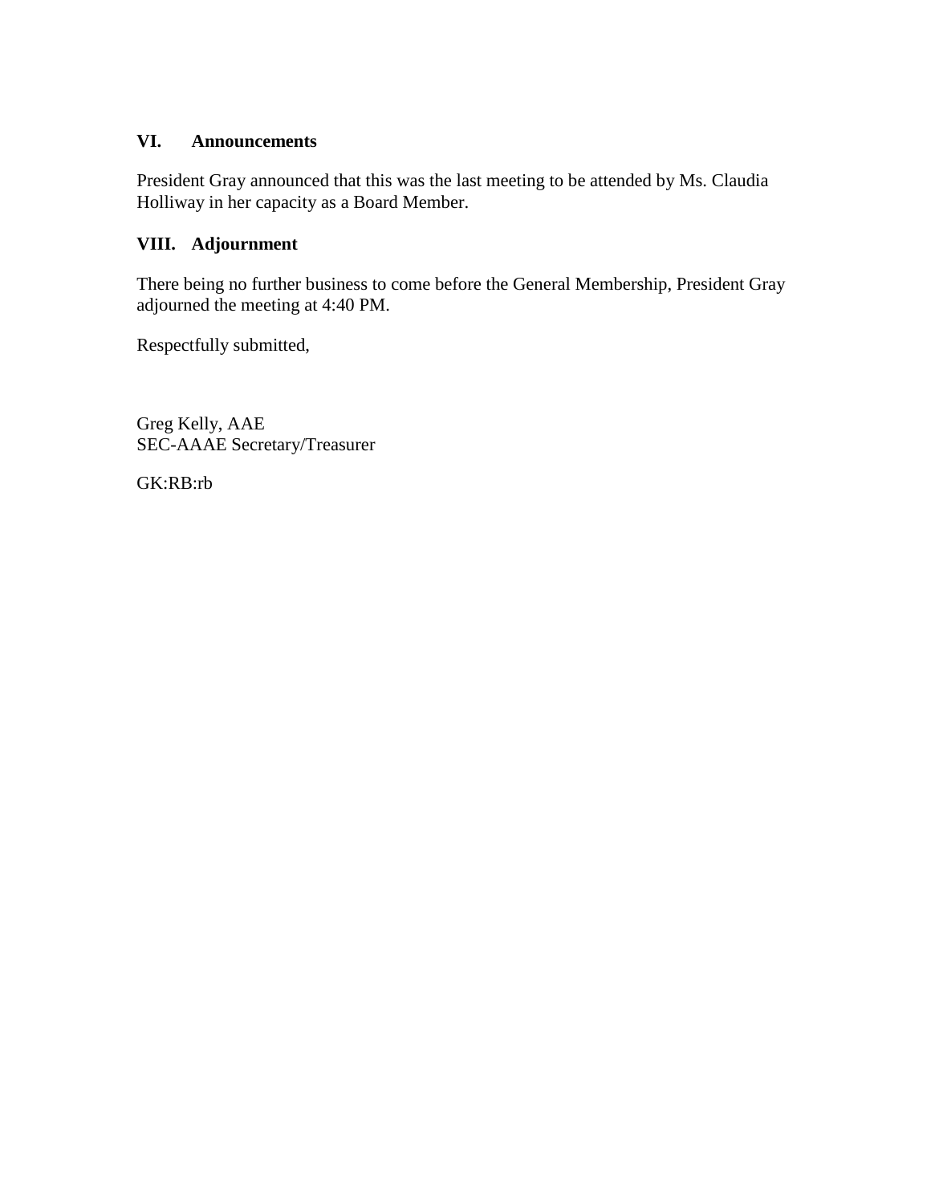## VI. Announcements

President Gray announced that this was the last meeting to be attended by Ms. Claudia Holliway in her capacity as a Board Member.

## VIII. Adjournment

There being no further business to come before the General Membership, President Gray adjourned the meeting at 4:40 PM.

Respectfully submitted,

Greg Kelly, AAE
SEC-AAAE Secretary/Treasurer

GK:RB:rb